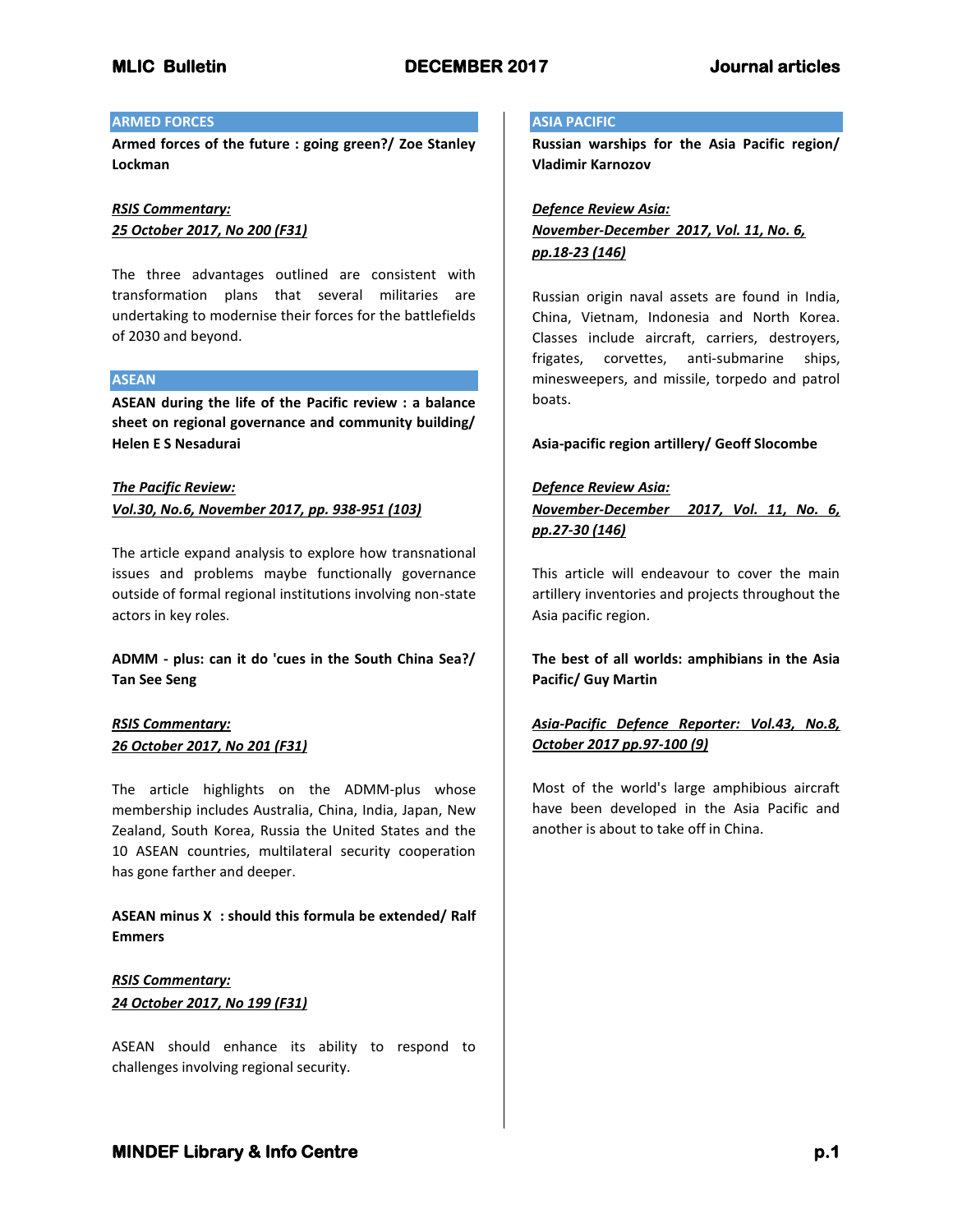## ARMED FORCES

**Armed forces of the future : going green?/ Zoe Stanley Lockman**

***RSIS Commentary:***
***25 October 2017, No 200 (F31)***

The three advantages outlined are consistent with transformation plans that several militaries are undertaking to modernise their forces for the battlefields of 2030 and beyond.

## ASEAN

**ASEAN during the life of the Pacific review : a balance sheet on regional governance and community building/ Helen E S Nesadurai**

***The Pacific Review:***
***Vol.30, No.6, November 2017, pp. 938-951 (103)***

The article expand analysis to explore how transnational issues and problems maybe functionally governance outside of formal regional institutions involving non-state actors in key roles.

**ADMM - plus: can it do 'cues in the South China Sea?/ Tan See Seng**

***RSIS Commentary:***
***26 October 2017, No 201 (F31)***

The article highlights on the ADMM-plus whose membership includes Australia, China, India, Japan, New Zealand, South Korea, Russia the United States and the 10 ASEAN countries, multilateral security cooperation has gone farther and deeper.

**ASEAN minus X : should this formula be extended/ Ralf Emmers**

***RSIS Commentary:***
***24 October 2017, No 199 (F31)***

ASEAN should enhance its ability to respond to challenges involving regional security.

## ASIA PACIFIC

**Russian warships for the Asia Pacific region/ Vladimir Karnozov**

***Defence Review Asia:***
***November-December 2017, Vol. 11, No. 6, pp.18-23 (146)***

Russian origin naval assets are found in India, China, Vietnam, Indonesia and North Korea. Classes include aircraft, carriers, destroyers, frigates, corvettes, anti-submarine ships, minesweepers, and missile, torpedo and patrol boats.

**Asia-pacific region artillery/ Geoff Slocombe**

***Defence Review Asia:***
***November-December 2017, Vol. 11, No. 6, pp.27-30 (146)***

This article will endeavour to cover the main artillery inventories and projects throughout the Asia pacific region.

**The best of all worlds: amphibians in the Asia Pacific/ Guy Martin**

***Asia-Pacific Defence Reporter: Vol.43, No.8, October 2017 pp.97-100 (9)***

Most of the world's large amphibious aircraft have been developed in the Asia Pacific and another is about to take off in China.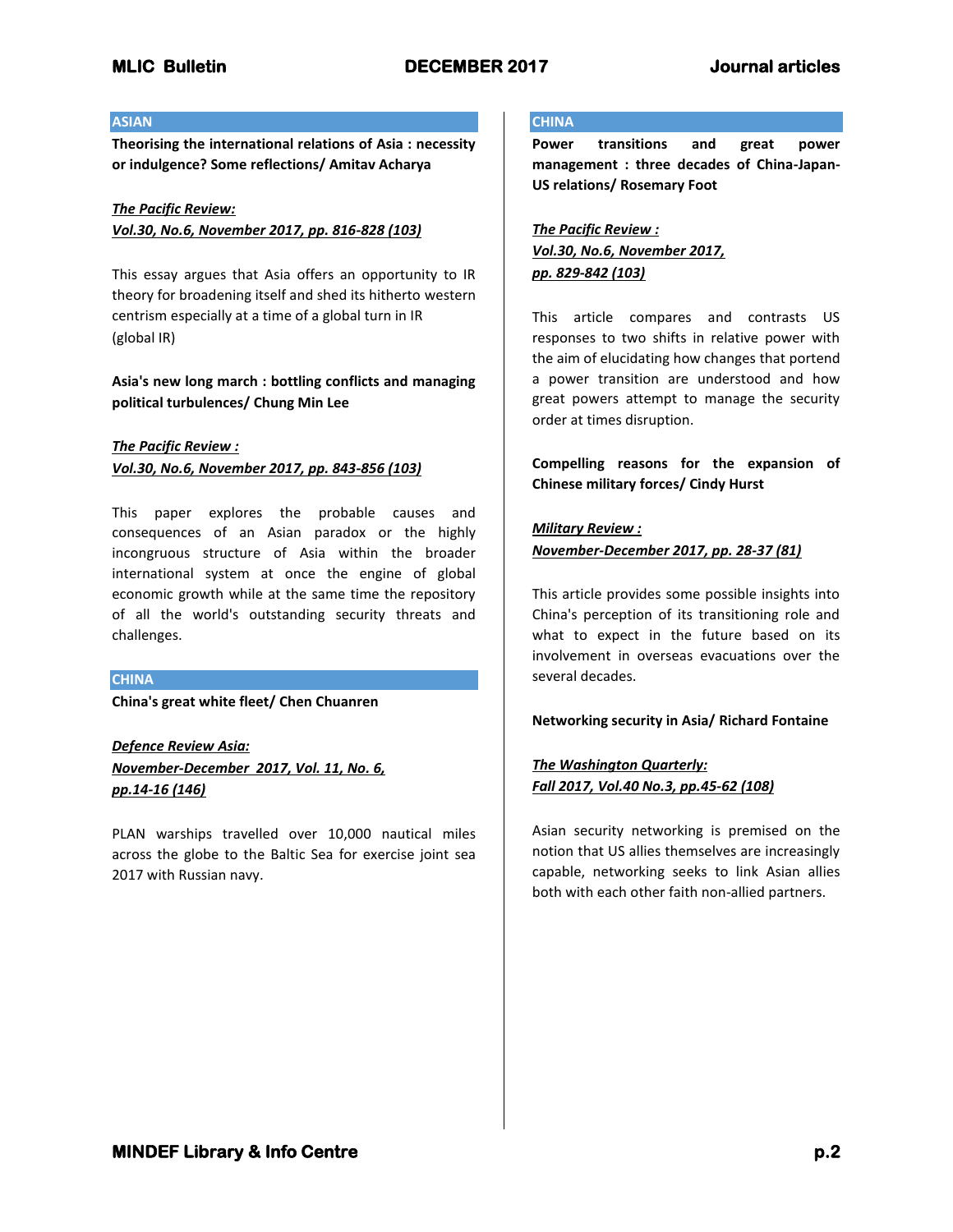## ASIAN

**Theorising the international relations of Asia : necessity or indulgence? Some reflections/ Amitav Acharya**

***The Pacific Review:***
***Vol.30, No.6, November 2017, pp. 816-828 (103)***

This essay argues that Asia offers an opportunity to IR theory for broadening itself and shed its hitherto western centrism especially at a time of a global turn in IR (global IR)

**Asia's new long march : bottling conflicts and managing political turbulences/ Chung Min Lee**

***The Pacific Review :***
***Vol.30, No.6, November 2017, pp. 843-856 (103)***

This paper explores the probable causes and consequences of an Asian paradox or the highly incongruous structure of Asia within the broader international system at once the engine of global economic growth while at the same time the repository of all the world's outstanding security threats and challenges.

## CHINA

**China's great white fleet/ Chen Chuanren**

***Defence Review Asia:***
***November-December 2017, Vol. 11, No. 6, pp.14-16 (146)***

PLAN warships travelled over 10,000 nautical miles across the globe to the Baltic Sea for exercise joint sea 2017 with Russian navy.

## CHINA

**Power transitions and great power management : three decades of China-Japan-US relations/ Rosemary Foot**

***The Pacific Review :***
***Vol.30, No.6, November 2017, pp. 829-842 (103)***

This article compares and contrasts US responses to two shifts in relative power with the aim of elucidating how changes that portend a power transition are understood and how great powers attempt to manage the security order at times disruption.

**Compelling reasons for the expansion of Chinese military forces/ Cindy Hurst**

***Military Review :***
***November-December 2017, pp. 28-37 (81)***

This article provides some possible insights into China's perception of its transitioning role and what to expect in the future based on its involvement in overseas evacuations over the several decades.

**Networking security in Asia/ Richard Fontaine**

***The Washington Quarterly:***
***Fall 2017, Vol.40 No.3, pp.45-62 (108)***

Asian security networking is premised on the notion that US allies themselves are increasingly capable, networking seeks to link Asian allies both with each other faith non-allied partners.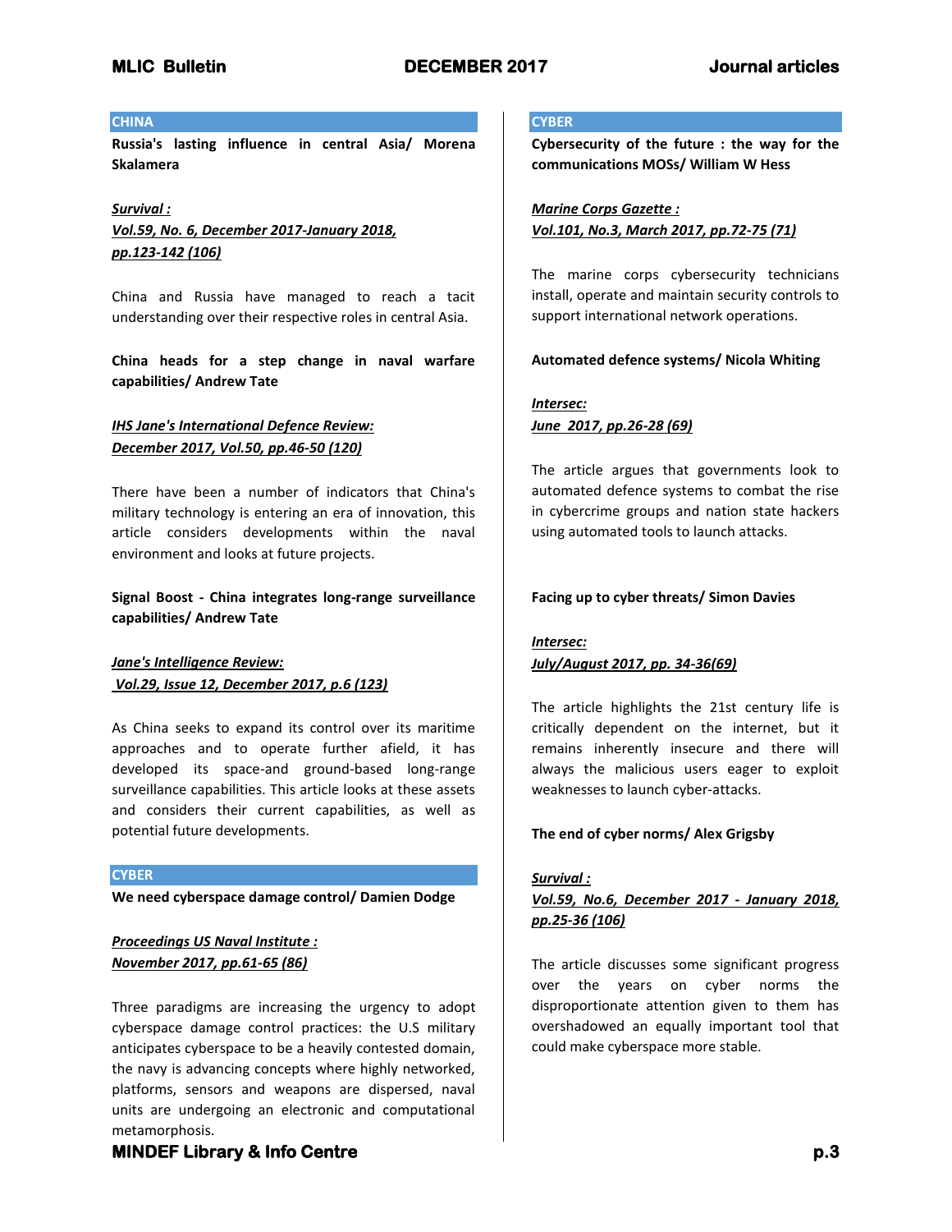## CHINA

**Russia's lasting influence in central Asia/ Morena Skalamera**

***Survival :***
***Vol.59, No. 6, December 2017-January 2018, pp.123-142 (106)***

China and Russia have managed to reach a tacit understanding over their respective roles in central Asia.

**China heads for a step change in naval warfare capabilities/ Andrew Tate**

***IHS Jane's International Defence Review:***
***December 2017, Vol.50, pp.46-50 (120)***

There have been a number of indicators that China's military technology is entering an era of innovation, this article considers developments within the naval environment and looks at future projects.

**Signal Boost - China integrates long-range surveillance capabilities/ Andrew Tate**

***Jane's Intelligence Review:***
***Vol.29, Issue 12, December 2017, p.6 (123)***

As China seeks to expand its control over its maritime approaches and to operate further afield, it has developed its space-and ground-based long-range surveillance capabilities. This article looks at these assets and considers their current capabilities, as well as potential future developments.

## CYBER

**We need cyberspace damage control/ Damien Dodge**

***Proceedings US Naval Institute :***
***November 2017, pp.61-65 (86)***

Three paradigms are increasing the urgency to adopt cyberspace damage control practices: the U.S military anticipates cyberspace to be a heavily contested domain, the navy is advancing concepts where highly networked, platforms, sensors and weapons are dispersed, naval units are undergoing an electronic and computational metamorphosis.

## CYBER

**Cybersecurity of the future : the way for the communications MOSs/ William W Hess**

***Marine Corps Gazette :***
***Vol.101, No.3, March 2017, pp.72-75 (71)***

The marine corps cybersecurity technicians install, operate and maintain security controls to support international network operations.

**Automated defence systems/ Nicola Whiting**

***Intersec:***
***June 2017, pp.26-28 (69)***

The article argues that governments look to automated defence systems to combat the rise in cybercrime groups and nation state hackers using automated tools to launch attacks.

**Facing up to cyber threats/ Simon Davies**

***Intersec:***
***July/August 2017, pp. 34-36(69)***

The article highlights the 21st century life is critically dependent on the internet, but it remains inherently insecure and there will always the malicious users eager to exploit weaknesses to launch cyber-attacks.

**The end of cyber norms/ Alex Grigsby**

***Survival :***
***Vol.59, No.6, December 2017 - January 2018, pp.25-36 (106)***

The article discusses some significant progress over the years on cyber norms the disproportionate attention given to them has overshadowed an equally important tool that could make cyberspace more stable.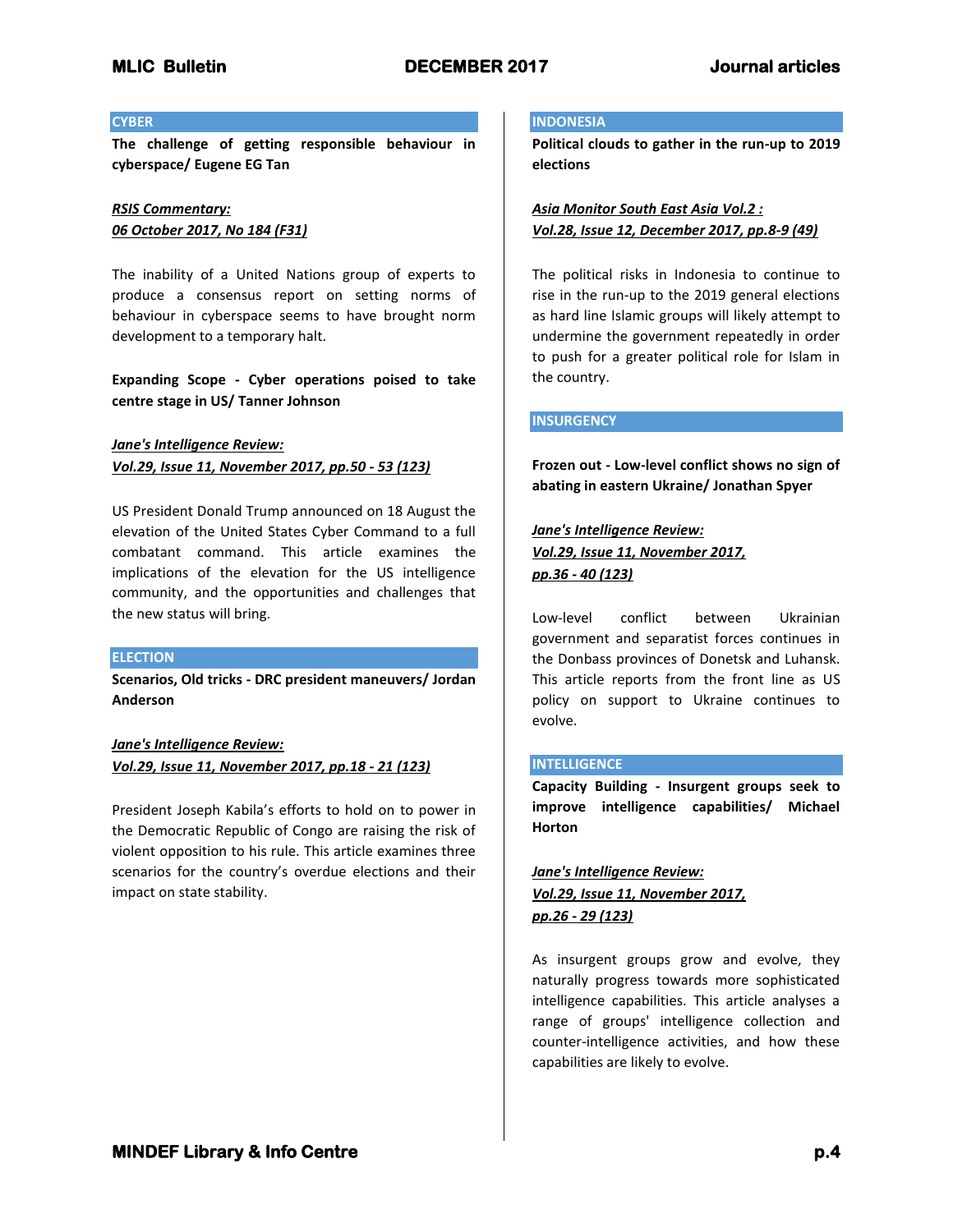## CYBER

**The challenge of getting responsible behaviour in cyberspace/ Eugene EG Tan**

***RSIS Commentary:***
***06 October 2017, No 184 (F31)***

The inability of a United Nations group of experts to produce a consensus report on setting norms of behaviour in cyberspace seems to have brought norm development to a temporary halt.

**Expanding Scope - Cyber operations poised to take centre stage in US/ Tanner Johnson**

***Jane's Intelligence Review:***
***Vol.29, Issue 11, November 2017, pp.50 - 53 (123)***

US President Donald Trump announced on 18 August the elevation of the United States Cyber Command to a full combatant command. This article examines the implications of the elevation for the US intelligence community, and the opportunities and challenges that the new status will bring.

## ELECTION

**Scenarios, Old tricks - DRC president maneuvers/ Jordan Anderson**

***Jane's Intelligence Review:***
***Vol.29, Issue 11, November 2017, pp.18 - 21 (123)***

President Joseph Kabila's efforts to hold on to power in the Democratic Republic of Congo are raising the risk of violent opposition to his rule. This article examines three scenarios for the country's overdue elections and their impact on state stability.

## INDONESIA

**Political clouds to gather in the run-up to 2019 elections**

***Asia Monitor South East Asia Vol.2 :***
***Vol.28, Issue 12, December 2017, pp.8-9 (49)***

The political risks in Indonesia to continue to rise in the run-up to the 2019 general elections as hard line Islamic groups will likely attempt to undermine the government repeatedly in order to push for a greater political role for Islam in the country.

## INSURGENCY

**Frozen out - Low-level conflict shows no sign of abating in eastern Ukraine/ Jonathan Spyer**

***Jane's Intelligence Review:***
***Vol.29, Issue 11, November 2017, pp.36 - 40 (123)***

Low-level conflict between Ukrainian government and separatist forces continues in the Donbass provinces of Donetsk and Luhansk. This article reports from the front line as US policy on support to Ukraine continues to evolve.

## INTELLIGENCE

**Capacity Building - Insurgent groups seek to improve intelligence capabilities/ Michael Horton**

***Jane's Intelligence Review:***
***Vol.29, Issue 11, November 2017, pp.26 - 29 (123)***

As insurgent groups grow and evolve, they naturally progress towards more sophisticated intelligence capabilities. This article analyses a range of groups' intelligence collection and counter-intelligence activities, and how these capabilities are likely to evolve.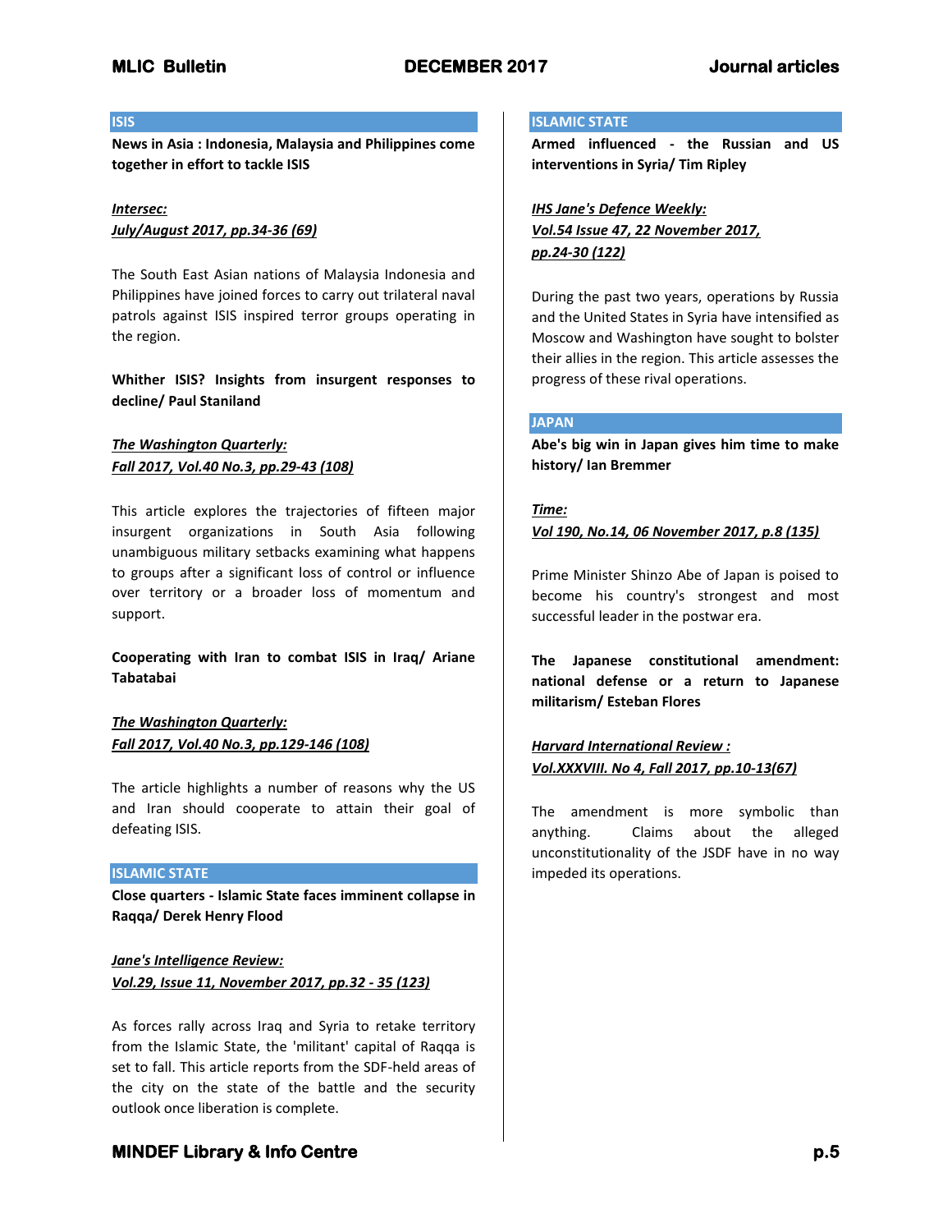## ISIS

**News in Asia : Indonesia, Malaysia and Philippines come together in effort to tackle ISIS**

***Intersec:***
***July/August 2017, pp.34-36 (69)***

The South East Asian nations of Malaysia Indonesia and Philippines have joined forces to carry out trilateral naval patrols against ISIS inspired terror groups operating in the region.

**Whither ISIS? Insights from insurgent responses to decline/ Paul Staniland**

***The Washington Quarterly:***
***Fall 2017, Vol.40 No.3, pp.29-43 (108)***

This article explores the trajectories of fifteen major insurgent organizations in South Asia following unambiguous military setbacks examining what happens to groups after a significant loss of control or influence over territory or a broader loss of momentum and support.

**Cooperating with Iran to combat ISIS in Iraq/ Ariane Tabatabai**

***The Washington Quarterly:***
***Fall 2017, Vol.40 No.3, pp.129-146 (108)***

The article highlights a number of reasons why the US and Iran should cooperate to attain their goal of defeating ISIS.

## ISLAMIC STATE

**Close quarters - Islamic State faces imminent collapse in Raqqa/ Derek Henry Flood**

***Jane's Intelligence Review:***
***Vol.29, Issue 11, November 2017, pp.32 - 35 (123)***

As forces rally across Iraq and Syria to retake territory from the Islamic State, the 'militant' capital of Raqqa is set to fall. This article reports from the SDF-held areas of the city on the state of the battle and the security outlook once liberation is complete.

## ISLAMIC STATE

**Armed influenced - the Russian and US interventions in Syria/ Tim Ripley**

***IHS Jane's Defence Weekly:***
***Vol.54 Issue 47, 22 November 2017, pp.24-30 (122)***

During the past two years, operations by Russia and the United States in Syria have intensified as Moscow and Washington have sought to bolster their allies in the region. This article assesses the progress of these rival operations.

## JAPAN

**Abe's big win in Japan gives him time to make history/ Ian Bremmer**

***Time:***
***Vol 190, No.14, 06 November 2017, p.8 (135)***

Prime Minister Shinzo Abe of Japan is poised to become his country's strongest and most successful leader in the postwar era.

**The Japanese constitutional amendment: national defense or a return to Japanese militarism/ Esteban Flores**

***Harvard International Review :***
***Vol.XXXVIII. No 4, Fall 2017, pp.10-13(67)***

The amendment is more symbolic than anything. Claims about the alleged unconstitutionality of the JSDF have in no way impeded its operations.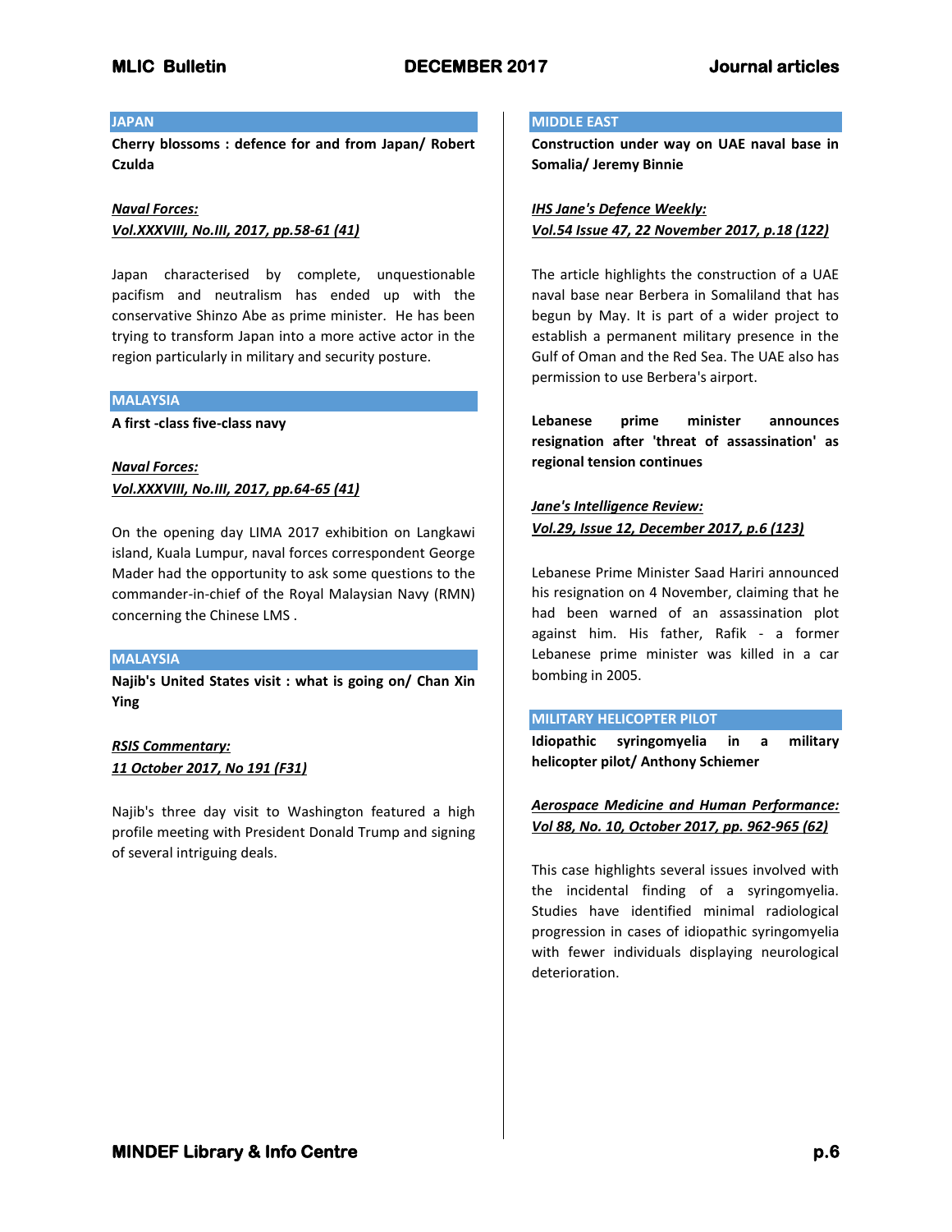## JAPAN

**Cherry blossoms : defence for and from Japan/ Robert Czulda**

***Naval Forces:***
***Vol.XXXVIII, No.III, 2017, pp.58-61 (41)***

Japan characterised by complete, unquestionable pacifism and neutralism has ended up with the conservative Shinzo Abe as prime minister. He has been trying to transform Japan into a more active actor in the region particularly in military and security posture.

## MALAYSIA

**A first -class five-class navy**

***Naval Forces:***
***Vol.XXXVIII, No.III, 2017, pp.64-65 (41)***

On the opening day LIMA 2017 exhibition on Langkawi island, Kuala Lumpur, naval forces correspondent George Mader had the opportunity to ask some questions to the commander-in-chief of the Royal Malaysian Navy (RMN) concerning the Chinese LMS .

## MALAYSIA

**Najib's United States visit : what is going on/ Chan Xin Ying**

***RSIS Commentary:***
***11 October 2017, No 191 (F31)***

Najib's three day visit to Washington featured a high profile meeting with President Donald Trump and signing of several intriguing deals.

## MIDDLE EAST

**Construction under way on UAE naval base in Somalia/ Jeremy Binnie**

***IHS Jane's Defence Weekly:***
***Vol.54 Issue 47, 22 November 2017, p.18 (122)***

The article highlights the construction of a UAE naval base near Berbera in Somaliland that has begun by May. It is part of a wider project to establish a permanent military presence in the Gulf of Oman and the Red Sea. The UAE also has permission to use Berbera's airport.

**Lebanese prime minister announces resignation after 'threat of assassination' as regional tension continues**

***Jane's Intelligence Review:***
***Vol.29, Issue 12, December 2017, p.6 (123)***

Lebanese Prime Minister Saad Hariri announced his resignation on 4 November, claiming that he had been warned of an assassination plot against him. His father, Rafik - a former Lebanese prime minister was killed in a car bombing in 2005.

## MILITARY HELICOPTER PILOT

**Idiopathic syringomyelia in a military helicopter pilot/ Anthony Schiemer**

***Aerospace Medicine and Human Performance:***
***Vol 88, No. 10, October 2017, pp. 962-965 (62)***

This case highlights several issues involved with the incidental finding of a syringomyelia. Studies have identified minimal radiological progression in cases of idiopathic syringomyelia with fewer individuals displaying neurological deterioration.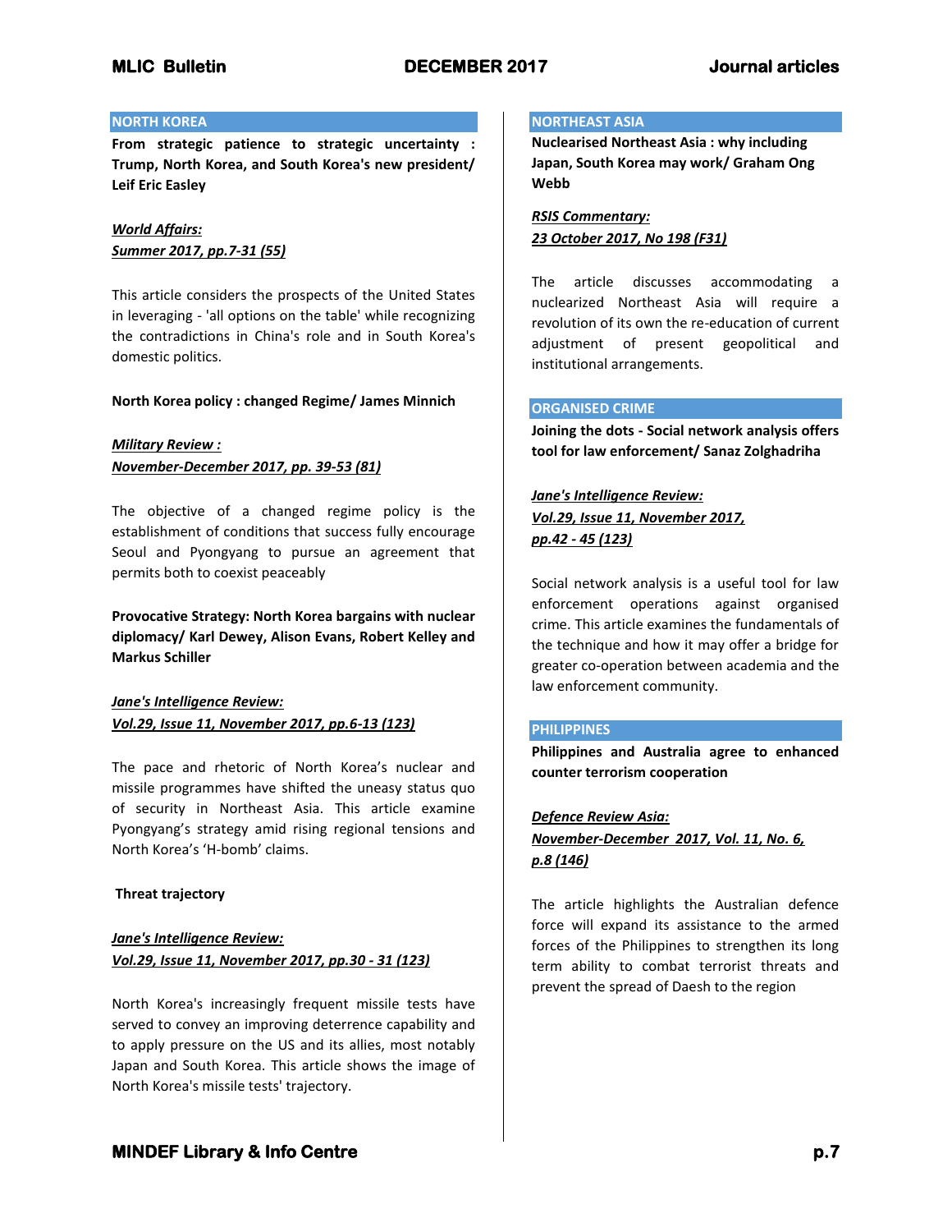## NORTH KOREA

**From strategic patience to strategic uncertainty : Trump, North Korea, and South Korea's new president/ Leif Eric Easley**

***World Affairs:***
***Summer 2017, pp.7-31 (55)***

This article considers the prospects of the United States in leveraging - 'all options on the table' while recognizing the contradictions in China's role and in South Korea's domestic politics.

**North Korea policy : changed Regime/ James Minnich**

***Military Review :***
***November-December 2017, pp. 39-53 (81)***

The objective of a changed regime policy is the establishment of conditions that success fully encourage Seoul and Pyongyang to pursue an agreement that permits both to coexist peaceably

**Provocative Strategy: North Korea bargains with nuclear diplomacy/ Karl Dewey, Alison Evans, Robert Kelley and Markus Schiller**

***Jane's Intelligence Review:***
***Vol.29, Issue 11, November 2017, pp.6-13 (123)***

The pace and rhetoric of North Korea's nuclear and missile programmes have shifted the uneasy status quo of security in Northeast Asia. This article examine Pyongyang's strategy amid rising regional tensions and North Korea's 'H-bomb' claims.

**Threat trajectory**

***Jane's Intelligence Review:***
***Vol.29, Issue 11, November 2017, pp.30 - 31 (123)***

North Korea's increasingly frequent missile tests have served to convey an improving deterrence capability and to apply pressure on the US and its allies, most notably Japan and South Korea. This article shows the image of North Korea's missile tests' trajectory.

## NORTHEAST ASIA

**Nuclearised Northeast Asia : why including Japan, South Korea may work/ Graham Ong Webb**

***RSIS Commentary:***
***23 October 2017, No 198 (F31)***

The article discusses accommodating a nuclearized Northeast Asia will require a revolution of its own the re-education of current adjustment of present geopolitical and institutional arrangements.

## ORGANISED CRIME

**Joining the dots - Social network analysis offers tool for law enforcement/ Sanaz Zolghadriha**

***Jane's Intelligence Review:***
***Vol.29, Issue 11, November 2017,***
***pp.42 - 45 (123)***

Social network analysis is a useful tool for law enforcement operations against organised crime. This article examines the fundamentals of the technique and how it may offer a bridge for greater co-operation between academia and the law enforcement community.

## PHILIPPINES

**Philippines and Australia agree to enhanced counter terrorism cooperation**

***Defence Review Asia:***
***November-December 2017, Vol. 11, No. 6,***
***p.8 (146)***

The article highlights the Australian defence force will expand its assistance to the armed forces of the Philippines to strengthen its long term ability to combat terrorist threats and prevent the spread of Daesh to the region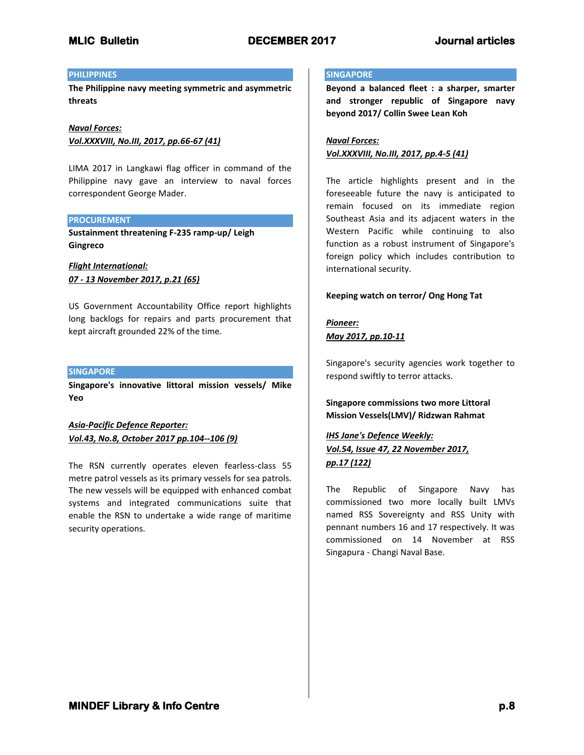## PHILIPPINES

**The Philippine navy meeting symmetric and asymmetric threats**

***Naval Forces:***
***Vol.XXXVIII, No.III, 2017, pp.66-67 (41)***

LIMA 2017 in Langkawi flag officer in command of the Philippine navy gave an interview to naval forces correspondent George Mader.

## PROCUREMENT

**Sustainment threatening F-235 ramp-up/ Leigh Gingreco**

***Flight International:***
***07 - 13 November 2017, p.21 (65)***

US Government Accountability Office report highlights long backlogs for repairs and parts procurement that kept aircraft grounded 22% of the time.

## SINGAPORE

**Singapore's innovative littoral mission vessels/ Mike Yeo**

***Asia-Pacific Defence Reporter:***
***Vol.43, No.8, October 2017 pp.104--106 (9)***

The RSN currently operates eleven fearless-class 55 metre patrol vessels as its primary vessels for sea patrols. The new vessels will be equipped with enhanced combat systems and integrated communications suite that enable the RSN to undertake a wide range of maritime security operations.

## SINGAPORE

**Beyond a balanced fleet : a sharper, smarter and stronger republic of Singapore navy beyond 2017/ Collin Swee Lean Koh**

***Naval Forces:***
***Vol.XXXVIII, No.III, 2017, pp.4-5 (41)***

The article highlights present and in the foreseeable future the navy is anticipated to remain focused on its immediate region Southeast Asia and its adjacent waters in the Western Pacific while continuing to also function as a robust instrument of Singapore's foreign policy which includes contribution to international security.

**Keeping watch on terror/ Ong Hong Tat**

***Pioneer:***
***May 2017, pp.10-11***

Singapore's security agencies work together to respond swiftly to terror attacks.

**Singapore commissions two more Littoral Mission Vessels(LMV)/ Ridzwan Rahmat**

***IHS Jane's Defence Weekly:***
***Vol.54, Issue 47, 22 November 2017, pp.17 (122)***

The Republic of Singapore Navy has commissioned two more locally built LMVs named RSS Sovereignty and RSS Unity with pennant numbers 16 and 17 respectively. It was commissioned on 14 November at RSS Singapura - Changi Naval Base.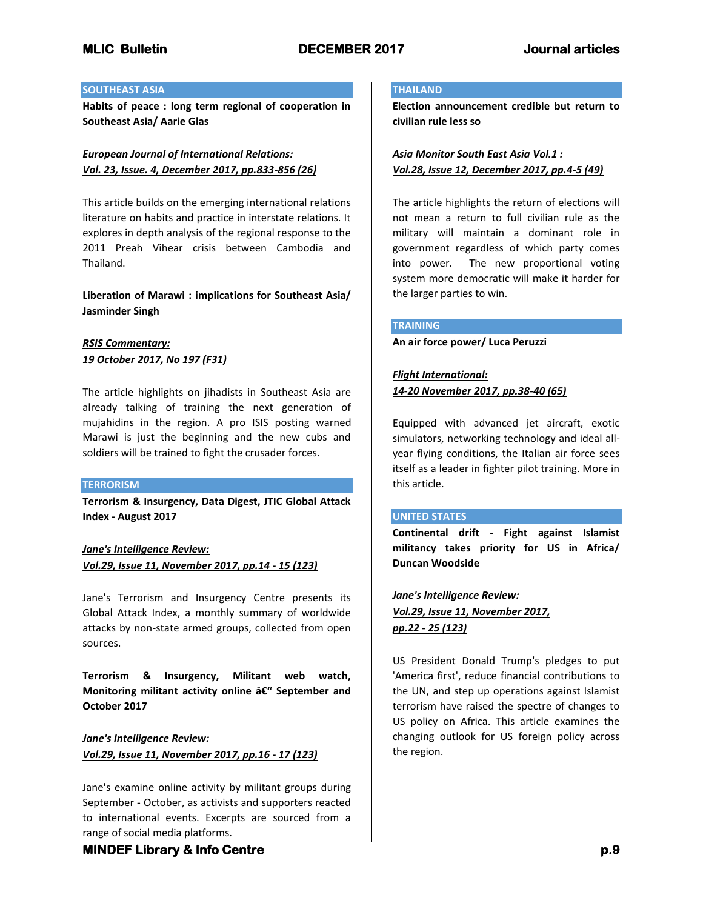## SOUTHEAST ASIA

**Habits of peace : long term regional of cooperation in Southeast Asia/ Aarie Glas**

***European Journal of International Relations:***
***Vol. 23, Issue. 4, December 2017, pp.833-856 (26)***

This article builds on the emerging international relations literature on habits and practice in interstate relations. It explores in depth analysis of the regional response to the 2011 Preah Vihear crisis between Cambodia and Thailand.

**Liberation of Marawi : implications for Southeast Asia/ Jasminder Singh**

***RSIS Commentary:***
***19 October 2017, No 197 (F31)***

The article highlights on jihadists in Southeast Asia are already talking of training the next generation of mujahidins in the region. A pro ISIS posting warned Marawi is just the beginning and the new cubs and soldiers will be trained to fight the crusader forces.

## TERRORISM

**Terrorism & Insurgency, Data Digest, JTIC Global Attack Index - August 2017**

***Jane's Intelligence Review:***
***Vol.29, Issue 11, November 2017, pp.14 - 15 (123)***

Jane's Terrorism and Insurgency Centre presents its Global Attack Index, a monthly summary of worldwide attacks by non-state armed groups, collected from open sources.

**Terrorism & Insurgency, Militant web watch, Monitoring militant activity online â€" September and October 2017**

***Jane's Intelligence Review:***
***Vol.29, Issue 11, November 2017, pp.16 - 17 (123)***

Jane's examine online activity by militant groups during September - October, as activists and supporters reacted to international events. Excerpts are sourced from a range of social media platforms.

## THAILAND

**Election announcement credible but return to civilian rule less so**

***Asia Monitor South East Asia Vol.1 :***
***Vol.28, Issue 12, December 2017, pp.4-5 (49)***

The article highlights the return of elections will not mean a return to full civilian rule as the military will maintain a dominant role in government regardless of which party comes into power. The new proportional voting system more democratic will make it harder for the larger parties to win.

## TRAINING

**An air force power/ Luca Peruzzi**

***Flight International:***
***14-20 November 2017, pp.38-40 (65)***

Equipped with advanced jet aircraft, exotic simulators, networking technology and ideal all-year flying conditions, the Italian air force sees itself as a leader in fighter pilot training. More in this article.

## UNITED STATES

**Continental drift - Fight against Islamist militancy takes priority for US in Africa/ Duncan Woodside**

***Jane's Intelligence Review:***
***Vol.29, Issue 11, November 2017,***
***pp.22 - 25 (123)***

US President Donald Trump's pledges to put 'America first', reduce financial contributions to the UN, and step up operations against Islamist terrorism have raised the spectre of changes to US policy on Africa. This article examines the changing outlook for US foreign policy across the region.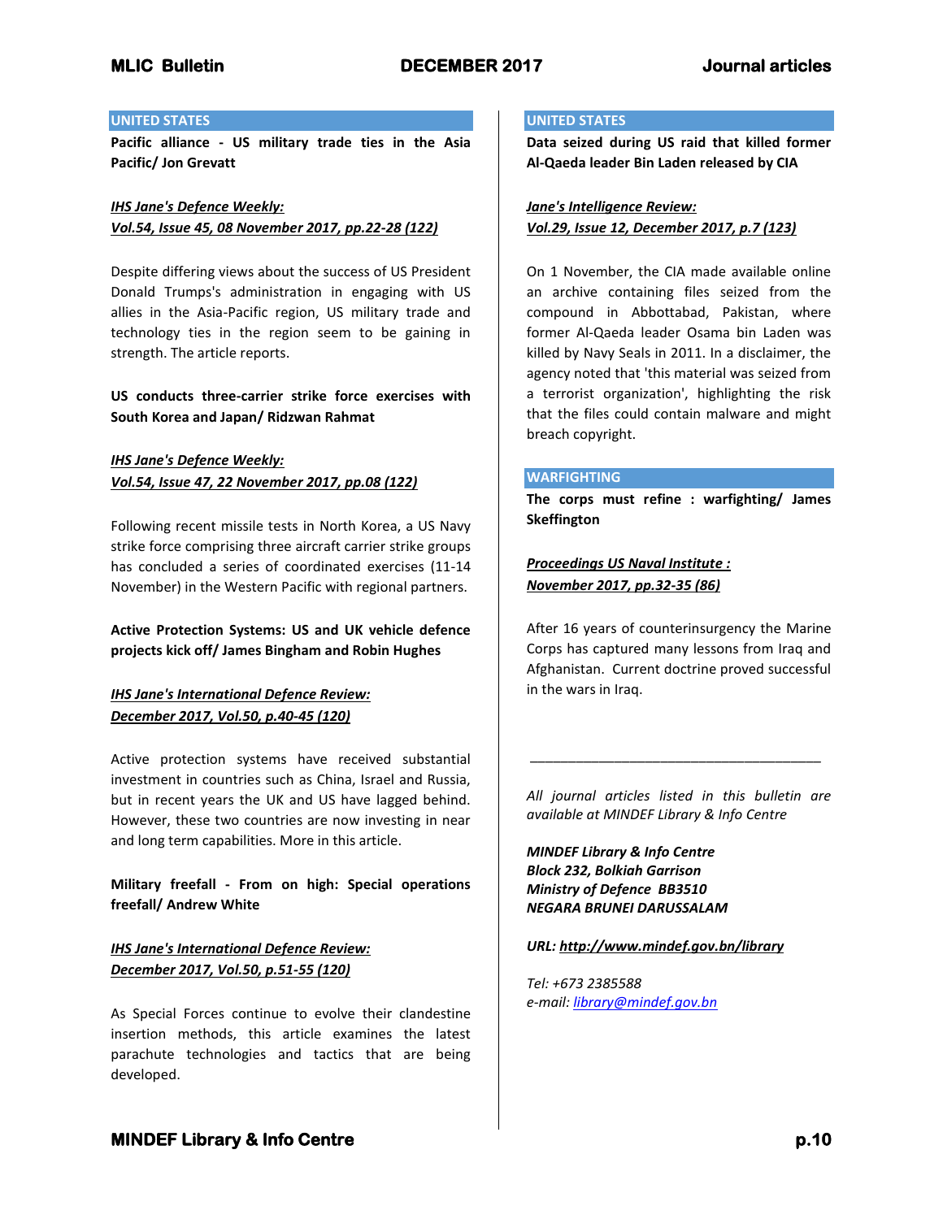## UNITED STATES

**Pacific alliance - US military trade ties in the Asia Pacific/ Jon Grevatt**

***IHS Jane's Defence Weekly:***
***Vol.54, Issue 45, 08 November 2017, pp.22-28 (122)***

Despite differing views about the success of US President Donald Trumps's administration in engaging with US allies in the Asia-Pacific region, US military trade and technology ties in the region seem to be gaining in strength. The article reports.

**US conducts three-carrier strike force exercises with South Korea and Japan/ Ridzwan Rahmat**

***IHS Jane's Defence Weekly:***
***Vol.54, Issue 47, 22 November 2017, pp.08 (122)***

Following recent missile tests in North Korea, a US Navy strike force comprising three aircraft carrier strike groups has concluded a series of coordinated exercises (11-14 November) in the Western Pacific with regional partners.

**Active Protection Systems: US and UK vehicle defence projects kick off/ James Bingham and Robin Hughes**

***IHS Jane's International Defence Review:***
***December 2017, Vol.50, p.40-45 (120)***

Active protection systems have received substantial investment in countries such as China, Israel and Russia, but in recent years the UK and US have lagged behind. However, these two countries are now investing in near and long term capabilities. More in this article.

**Military freefall - From on high: Special operations freefall/ Andrew White**

***IHS Jane's International Defence Review:***
***December 2017, Vol.50, p.51-55 (120)***

As Special Forces continue to evolve their clandestine insertion methods, this article examines the latest parachute technologies and tactics that are being developed.

## UNITED STATES

**Data seized during US raid that killed former Al-Qaeda leader Bin Laden released by CIA**

***Jane's Intelligence Review:***
***Vol.29, Issue 12, December 2017, p.7 (123)***

On 1 November, the CIA made available online an archive containing files seized from the compound in Abbottabad, Pakistan, where former Al-Qaeda leader Osama bin Laden was killed by Navy Seals in 2011. In a disclaimer, the agency noted that 'this material was seized from a terrorist organization', highlighting the risk that the files could contain malware and might breach copyright.

## WARFIGHTING

**The corps must refine : warfighting/ James Skeffington**

***Proceedings US Naval Institute :***
***November 2017, pp.32-35 (86)***

After 16 years of counterinsurgency the Marine Corps has captured many lessons from Iraq and Afghanistan. Current doctrine proved successful in the wars in Iraq.

---

*All journal articles listed in this bulletin are available at MINDEF Library & Info Centre*

***MINDEF Library & Info Centre***
***Block 232, Bolkiah Garrison***
***Ministry of Defence BB3510***
***NEGARA BRUNEI DARUSSALAM***

***URL: http://www.mindef.gov.bn/library***

*Tel: +673 2385588*
*e-mail: library@mindef.gov.bn*